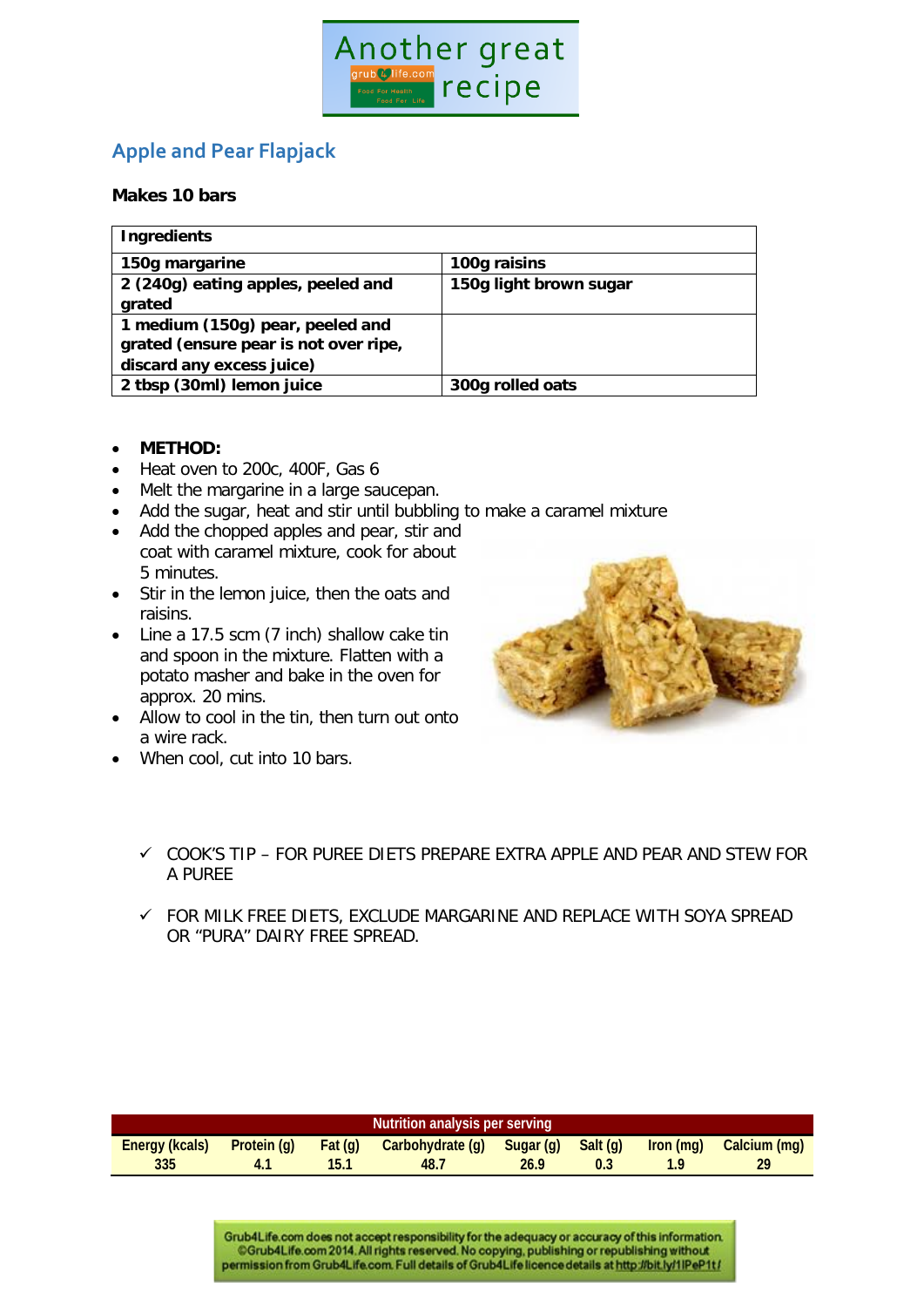Another great recipe

## Apple and Pear Flapjack

**Makes 10 bars**

| **Ingredients** | |
|---|---|
| **150g margarine** | **100g raisins** |
| **2 (240g) eating apples, peeled and grated** | **150g light brown sugar** |
| **1 medium (150g) pear, peeled and grated (ensure pear is not over ripe, discard any excess juice)** | |
| **2 tbsp (30ml) lemon juice** | **300g rolled oats** |

- **METHOD:**
- Heat oven to 200c, 400F, Gas 6
- Melt the margarine in a large saucepan.
- Add the sugar, heat and stir until bubbling to make a caramel mixture
- Add the chopped apples and pear, stir and coat with caramel mixture, cook for about 5 minutes.
- Stir in the lemon juice, then the oats and raisins.
- Line a 17.5 scm (7 inch) shallow cake tin and spoon in the mixture. Flatten with a potato masher and bake in the oven for approx. 20 mins.
- Allow to cool in the tin, then turn onto a wire rack.
- When cool, cut into 10 bars.

✓ COOK'S TIP – FOR PUREE DIETS PREPARE EXTRA APPLE AND PEAR AND STEW FOR A PUREE

✓ FOR MILK FREE DIETS, EXCLUDE MARGARINE AND REPLACE WITH SOYA SPREAD OR "PURA" DAIRY FREE SPREAD.

| Nutrition analysis per serving | | | | | | | |
|---|---|---|---|---|---|---|---|
| Energy (kcals) | Protein (g) | Fat (g) | Carbohydrate (g) | Sugar (g) | Salt (g) | Iron (mg) | Calcium (mg) |
| 335 | 4.1 | 15.1 | 48.7 | 26.9 | 0.3 | 1.9 | 29 |

Grub4Life.com does not accept responsibility for the adequacy or accuracy of this information. ©Grub4Life.com 2014. All rights reserved. No copying, publishing or republishing without permission from Grub4Life.com. Full details of Grub4Life licence details at http://bit.ly/1lPeP1t/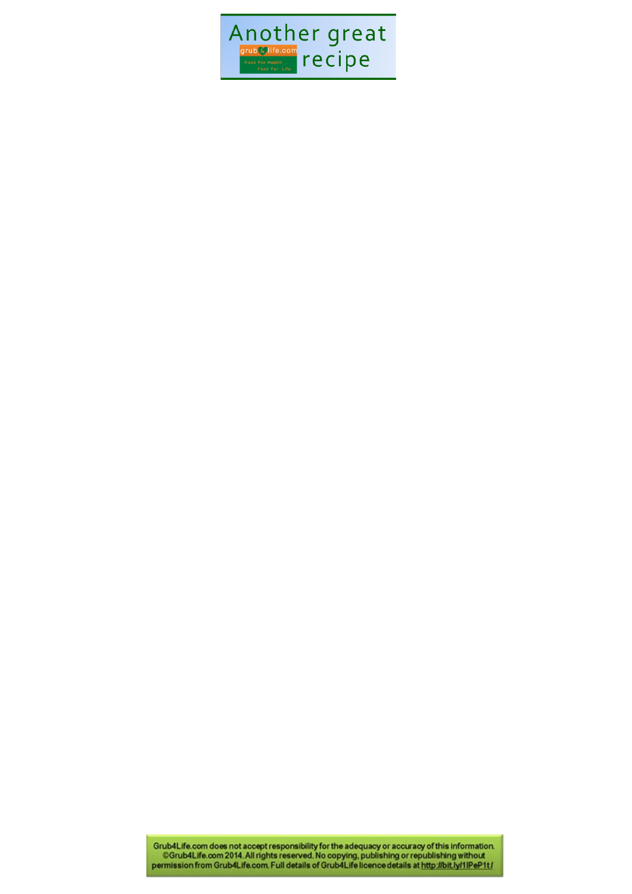Another great grub4life.com Food For Health Food For Life recipe

Grub4Life.com does not accept responsibility for the adequacy or accuracy of this information. ©Grub4Life.com 2014. All rights reserved. No copying, publishing or republishing without permission from Grub4Life.com. Full details of Grub4Life licence details at http://bit.ly/1lPeP1t/